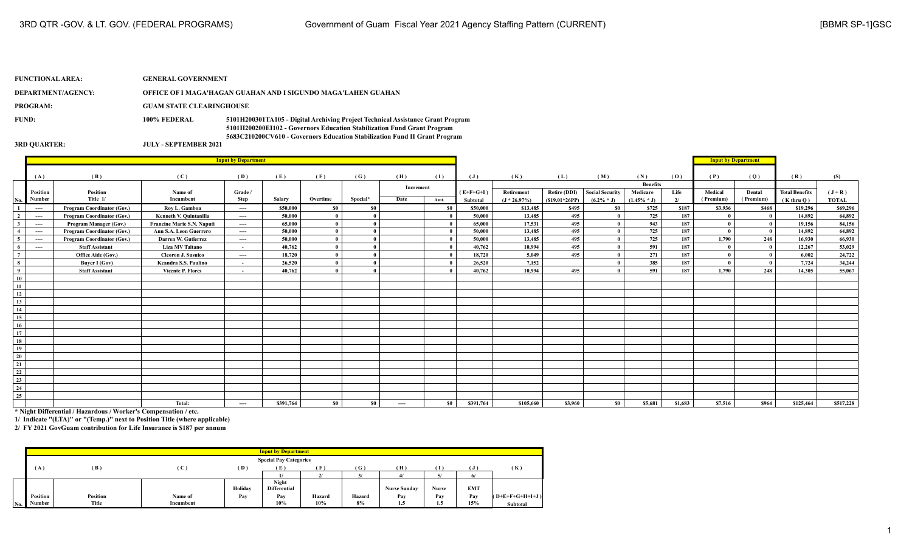3RD QTR -GOV. & LT. GOV. (FEDERAL PROGRAMS) — Government of Guam Fiscal Year 2021 Agency Staffing Pattern (CURRENT) — [BBMR SP-1]GSC

**FUNCTIONAL AREA:** GENERAL GOVERNMENT

**DEPARTMENT/AGENCY:** OFFICE OF I MAGA'HAGAN GUAHAN AND I SIGUNDO MAGA'LAHEN GUAHAN

**PROGRAM:** GUAM STATE CLEARINGHOUSE

**FUND:** 100% FEDERAL
5101H200301TA105 - Digital Archiving Project Technical Assistance Grant Program
5101H200200EI102 - Governors Education Stabilization Fund Grant Program
5683C210200CV610 - Governors Education Stabilization Fund II Grant Program

**3RD QUARTER:** JULY - SEPTEMBER 2021

| | Input by Department | | | | | | | | | | | | | | | | Input by Department | | | |
|---|---|---|---|---|---|---|---|---|---|---|---|---|---|---|---|---|---|---|---|---|
| | (A) | (B) | (C) | (D) | (E) | (F) | (G) | (H) | (I) | (J) | (K) | (L) | (M) | (N) | (O) | (P) | (Q) | (R) | (S) |
| | | | | | | | | Increment | | | Benefits | | | | | | | | |
| No. | Position Number | Position Title 1/ | Name of Incumbent | Grade / Step | Salary | Overtime | Special* | Date | Amt. | (E+F+G+I) Subtotal | Retirement (J * 26.97%) | Retire (DDI) ($19.01*26PP) | Social Security (6.2% * J) | Medicare (1.45% * J) | Life 2/ | Medical (Premium) | Dental (Premium) | Total Benefits (K thru Q) | (J + R) TOTAL |
| 1 | ---- | Program Coordinator (Gov.) | Roy L. Gamboa | ---- | $50,000 | $0 | $0 | | $0 | $50,000 | $13,485 | $495 | $0 | $725 | $187 | $3,936 | $468 | $19,296 | $69,296 |
| 2 | ---- | Program Coordinator (Gov.) | Kenneth V. Quintanilla | ---- | 50,000 | 0 | 0 | | 0 | 50,000 | 13,485 | 495 | 0 | 725 | 187 | 0 | 0 | 14,892 | 64,892 |
| 3 | ---- | Program Manager (Gov.) | Francine Marie S.N. Naputi | ---- | 65,000 | 0 | 0 | | 0 | 65,000 | 17,531 | 495 | 0 | 943 | 187 | 0 | 0 | 19,156 | 84,156 |
| 4 | ---- | Program Coordinator (Gov.) | Ann S.A. Leon Guerrero | ---- | 50,000 | 0 | 0 | | 0 | 50,000 | 13,485 | 495 | 0 | 725 | 187 | 0 | 0 | 14,892 | 64,892 |
| 5 | ---- | Program Coordinator (Gov.) | Darren W. Gutierrez | ---- | 50,000 | 0 | 0 | | 0 | 50,000 | 13,485 | 495 | 0 | 725 | 187 | 1,790 | 248 | 16,930 | 66,930 |
| 6 | ---- | Staff Assistant | Liza MV Taitano | - | 40,762 | 0 | 0 | | 0 | 40,762 | 10,994 | 495 | 0 | 591 | 187 | 0 | 0 | 12,267 | 53,029 |
| 7 | | Office Aide (Gov.) | Cleoron J. Susuico | ---- | 18,720 | 0 | 0 | | 0 | 18,720 | 5,049 | 495 | 0 | 271 | 187 | 0 | 0 | 6,002 | 24,722 |
| 8 | | Buyer I (Gov) | Keandra S.S. Paulino | - | 26,520 | 0 | 0 | | 0 | 26,520 | 7,152 | | 0 | 385 | 187 | 0 | 0 | 7,724 | 34,244 |
| 9 | | Staff Assistant | Vicente P. Flores | - | 40,762 | 0 | 0 | | 0 | 40,762 | 10,994 | 495 | 0 | 591 | 187 | 1,790 | 248 | 14,305 | 55,067 |
| 10 | | | | | | | | | | | | | | | | | | | |
| 11 | | | | | | | | | | | | | | | | | | | |
| 12 | | | | | | | | | | | | | | | | | | | |
| 13 | | | | | | | | | | | | | | | | | | | |
| 14 | | | | | | | | | | | | | | | | | | | |
| 15 | | | | | | | | | | | | | | | | | | | |
| 16 | | | | | | | | | | | | | | | | | | | |
| 17 | | | | | | | | | | | | | | | | | | | |
| 18 | | | | | | | | | | | | | | | | | | | |
| 19 | | | | | | | | | | | | | | | | | | | |
| 20 | | | | | | | | | | | | | | | | | | | |
| 21 | | | | | | | | | | | | | | | | | | | |
| 22 | | | | | | | | | | | | | | | | | | | |
| 23 | | | | | | | | | | | | | | | | | | | |
| 24 | | | | | | | | | | | | | | | | | | | |
| 25 | | | | | | | | | | | | | | | | | | | |
| | | | Total: | ---- | $391,764 | $0 | $0 | ---- | $0 | $391,764 | $105,660 | $3,960 | $0 | $5,681 | $1,683 | $7,516 | $964 | $125,464 | $517,228 |

\* Night Differential / Hazardous / Worker's Compensation / etc.

1/ Indicate "(LTA)" or "(Temp.)" next to Position Title (where applicable)

2/ FY 2021 GovGuam contribution for Life Insurance is $187 per annum

| | Input by Department | | | | | | | | | | |
|---|---|---|---|---|---|---|---|---|---|---|---|
| | | | | | Special Pay Categories | | | | | | |
| | (A) | (B) | (C) | (D) | (E) | (F) | (G) | (H) | (I) | (J) | (K) |
| | | | | | 1/ | 2/ | 3/ | 4/ | 5/ | 6/ | |
| No. | Position Number | Position Title | Name of Incumbent | Holiday Pay | Night Differential Pay 10% | Hazard 10% | Hazard 8% | Nurse Sunday Pay 1.5 | Nurse Pay 1.5 | EMT Pay 15% | (D+E+F+G+H+I+J) Subtotal |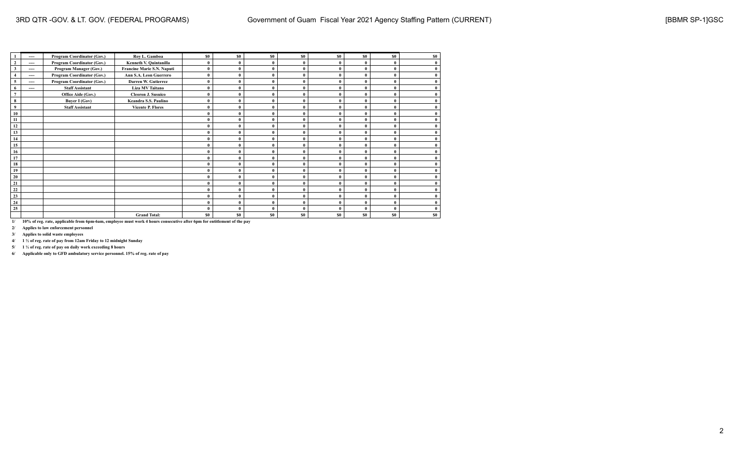| | | | | | | | | | | | |
|---|---|---|---|---|---|---|---|---|---|---|---|
| 1 | ---- | Program Coordinator (Gov.) | Roy L. Gamboa | $0 | $0 | $0 | $0 | $0 | $0 | $0 | $0 |
| 2 | ---- | Program Coordinator (Gov.) | Kenneth V. Quintanilla | 0 | 0 | 0 | 0 | 0 | 0 | 0 | 0 |
| 3 | ---- | Program Manager (Gov.) | Francine Marie S.N. Naputi | 0 | 0 | 0 | 0 | 0 | 0 | 0 | 0 |
| 4 | ---- | Program Coordinator (Gov.) | Ann S.A. Leon Guerrero | 0 | 0 | 0 | 0 | 0 | 0 | 0 | 0 |
| 5 | ---- | Program Coordinator (Gov.) | Darren W. Gutierrez | 0 | 0 | 0 | 0 | 0 | 0 | 0 | 0 |
| 6 | ---- | Staff Assistant | Liza MV Taitano | 0 | 0 | 0 | 0 | 0 | 0 | 0 | 0 |
| 7 | | Office Aide (Gov.) | Cleoron J. Susuico | 0 | 0 | 0 | 0 | 0 | 0 | 0 | 0 |
| 8 | | Buyer I (Gov) | Keandra S.S. Paulino | 0 | 0 | 0 | 0 | 0 | 0 | 0 | 0 |
| 9 | | Staff Assistant | Vicente P. Flores | 0 | 0 | 0 | 0 | 0 | 0 | 0 | 0 |
| 10 | | | | 0 | 0 | 0 | 0 | 0 | 0 | 0 | 0 |
| 11 | | | | 0 | 0 | 0 | 0 | 0 | 0 | 0 | 0 |
| 12 | | | | 0 | 0 | 0 | 0 | 0 | 0 | 0 | 0 |
| 13 | | | | 0 | 0 | 0 | 0 | 0 | 0 | 0 | 0 |
| 14 | | | | 0 | 0 | 0 | 0 | 0 | 0 | 0 | 0 |
| 15 | | | | 0 | 0 | 0 | 0 | 0 | 0 | 0 | 0 |
| 16 | | | | 0 | 0 | 0 | 0 | 0 | 0 | 0 | 0 |
| 17 | | | | 0 | 0 | 0 | 0 | 0 | 0 | 0 | 0 |
| 18 | | | | 0 | 0 | 0 | 0 | 0 | 0 | 0 | 0 |
| 19 | | | | 0 | 0 | 0 | 0 | 0 | 0 | 0 | 0 |
| 20 | | | | 0 | 0 | 0 | 0 | 0 | 0 | 0 | 0 |
| 21 | | | | 0 | 0 | 0 | 0 | 0 | 0 | 0 | 0 |
| 22 | | | | 0 | 0 | 0 | 0 | 0 | 0 | 0 | 0 |
| 23 | | | | 0 | 0 | 0 | 0 | 0 | 0 | 0 | 0 |
| 24 | | | | 0 | 0 | 0 | 0 | 0 | 0 | 0 | 0 |
| 25 | | | | 0 | 0 | 0 | 0 | 0 | 0 | 0 | 0 |
| | | | Grand Total: | $0 | $0 | $0 | $0 | $0 | $0 | $0 | $0 |

1/ 10% of reg. rate, applicable from 6pm-6am, employee must work 4 hours consecutive after 6pm for entitlement of the pay

2/ Applies to law enforcement personnel

3/ Applies to solid waste employees

4/ 1 ½ of reg. rate of pay from 12am Friday to 12 midnight Sunday

5/ 1 ½ of reg. rate of pay on daily work exceeding 8 hours

6/ Applicable only to GFD ambulatory service personnel. 15% of reg. rate of pay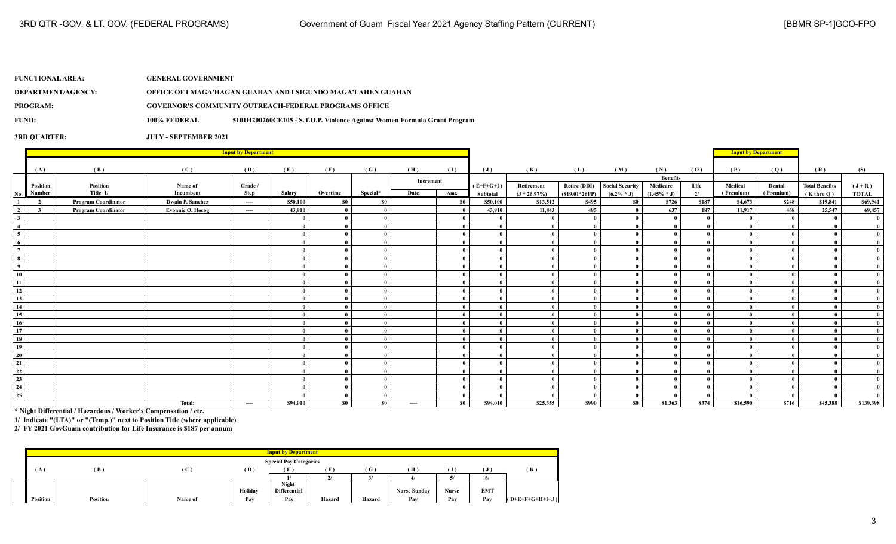3RD QTR -GOV. & LT. GOV. (FEDERAL PROGRAMS) | Government of Guam Fiscal Year 2021 Agency Staffing Pattern (CURRENT) | [BBMR SP-1]GCO-FPO

**FUNCTIONAL AREA:** GENERAL GOVERNMENT

**DEPARTMENT/AGENCY:** OFFICE OF I MAGA'HAGAN GUAHAN AND I SIGUNDO MAGA'LAHEN GUAHAN

**PROGRAM:** GOVERNOR'S COMMUNITY OUTREACH-FEDERAL PROGRAMS OFFICE

**FUND:** 100% FEDERAL 5101H200260CE105 - S.T.O.P. Violence Against Women Formula Grant Program

**3RD QUARTER:** JULY - SEPTEMBER 2021

| | Input by Department | | | | | | | | | | | | | | | | Input by Department | | | |
|---|---|---|---|---|---|---|---|---|---|---|---|---|---|---|---|---|---|---|---|---|
| | (A) | (B) | (C) | (D) | (E) | (F) | (G) | (H) | (I) | (J) | (K) | (L) | (M) | (N) | (O) | (P) | (Q) | (R) | (S) |
| | | | | | | | | Increment | | | | | | Benefits | | | | | |
| No. | Position Number | Position Title 1/ | Name of Incumbent | Grade / Step | Salary | Overtime | Special* | Date | Amt. | (E+F+G+I) Subtotal | Retirement (J * 26.97%) | Retire (DDI) ($19.01*26PP) | Social Security (6.2% * J) | Medicare (1.45% * J) | Life 2/ | Medical (Premium) | Dental (Premium) | Total Benefits (K thru Q) | (J + R) TOTAL |
| 1 | 2 | Program Coordinator | Dwain P. Sanchez | ---- | $50,100 | $0 | $0 | | $0 | $50,100 | $13,512 | $495 | $0 | $726 | $187 | $4,673 | $248 | $19,841 | $69,941 |
| 2 | 3 | Program Coordinator | Evonnie O. Hocog | ---- | 43,910 | 0 | 0 | | 0 | 43,910 | 11,843 | 495 | 0 | 637 | 187 | 11,917 | 468 | 25,547 | 69,457 |
| 3 | | | | | 0 | 0 | 0 | | 0 | 0 | 0 | 0 | 0 | 0 | 0 | 0 | 0 | 0 | 0 |
| 4 | | | | | 0 | 0 | 0 | | 0 | 0 | 0 | 0 | 0 | 0 | 0 | 0 | 0 | 0 | 0 |
| 5 | | | | | 0 | 0 | 0 | | 0 | 0 | 0 | 0 | 0 | 0 | 0 | 0 | 0 | 0 | 0 |
| 6 | | | | | 0 | 0 | 0 | | 0 | 0 | 0 | 0 | 0 | 0 | 0 | 0 | 0 | 0 | 0 |
| 7 | | | | | 0 | 0 | 0 | | 0 | 0 | 0 | 0 | 0 | 0 | 0 | 0 | 0 | 0 | 0 |
| 8 | | | | | 0 | 0 | 0 | | 0 | 0 | 0 | 0 | 0 | 0 | 0 | 0 | 0 | 0 | 0 |
| 9 | | | | | 0 | 0 | 0 | | 0 | 0 | 0 | 0 | 0 | 0 | 0 | 0 | 0 | 0 | 0 |
| 10 | | | | | 0 | 0 | 0 | | 0 | 0 | 0 | 0 | 0 | 0 | 0 | 0 | 0 | 0 | 0 |
| 11 | | | | | 0 | 0 | 0 | | 0 | 0 | 0 | 0 | 0 | 0 | 0 | 0 | 0 | 0 | 0 |
| 12 | | | | | 0 | 0 | 0 | | 0 | 0 | 0 | 0 | 0 | 0 | 0 | 0 | 0 | 0 | 0 |
| 13 | | | | | 0 | 0 | 0 | | 0 | 0 | 0 | 0 | 0 | 0 | 0 | 0 | 0 | 0 | 0 |
| 14 | | | | | 0 | 0 | 0 | | 0 | 0 | 0 | 0 | 0 | 0 | 0 | 0 | 0 | 0 | 0 |
| 15 | | | | | 0 | 0 | 0 | | 0 | 0 | 0 | 0 | 0 | 0 | 0 | 0 | 0 | 0 | 0 |
| 16 | | | | | 0 | 0 | 0 | | 0 | 0 | 0 | 0 | 0 | 0 | 0 | 0 | 0 | 0 | 0 |
| 17 | | | | | 0 | 0 | 0 | | 0 | 0 | 0 | 0 | 0 | 0 | 0 | 0 | 0 | 0 | 0 |
| 18 | | | | | 0 | 0 | 0 | | 0 | 0 | 0 | 0 | 0 | 0 | 0 | 0 | 0 | 0 | 0 |
| 19 | | | | | 0 | 0 | 0 | | 0 | 0 | 0 | 0 | 0 | 0 | 0 | 0 | 0 | 0 | 0 |
| 20 | | | | | 0 | 0 | 0 | | 0 | 0 | 0 | 0 | 0 | 0 | 0 | 0 | 0 | 0 | 0 |
| 21 | | | | | 0 | 0 | 0 | | 0 | 0 | 0 | 0 | 0 | 0 | 0 | 0 | 0 | 0 | 0 |
| 22 | | | | | 0 | 0 | 0 | | 0 | 0 | 0 | 0 | 0 | 0 | 0 | 0 | 0 | 0 | 0 |
| 23 | | | | | 0 | 0 | 0 | | 0 | 0 | 0 | 0 | 0 | 0 | 0 | 0 | 0 | 0 | 0 |
| 24 | | | | | 0 | 0 | 0 | | 0 | 0 | 0 | 0 | 0 | 0 | 0 | 0 | 0 | 0 | 0 |
| 25 | | | | | 0 | 0 | 0 | | 0 | 0 | 0 | 0 | 0 | 0 | 0 | 0 | 0 | 0 | 0 |
| | | | Total: | ---- | $94,010 | $0 | $0 | ---- | $0 | $94,010 | $25,355 | $990 | $0 | $1,363 | $374 | $16,590 | $716 | $45,388 | $139,398 |

\* Night Differential / Hazardous / Worker's Compensation / etc.

1/ Indicate "(LTA)" or "(Temp.)" next to Position Title (where applicable)

2/ FY 2021 GovGuam contribution for Life Insurance is $187 per annum

| Input by Department | | | | | | | | | | |
|---|---|---|---|---|---|---|---|---|---|---|
| | | | | Special Pay Categories | | | | | | |
| (A) | (B) | (C) | (D) | (E) | (F) | (G) | (H) | (I) | (J) | (K) |
| | | | | 1/ | 2/ | 3/ | 4/ | 5/ | 6/ | |
| Position | Position | Name of | Holiday Pay | Night Differential Pay | Hazard | Hazard | Nurse Sunday Pay | Nurse Pay | EMT Pay | (D+E+F+G+H+I+J) |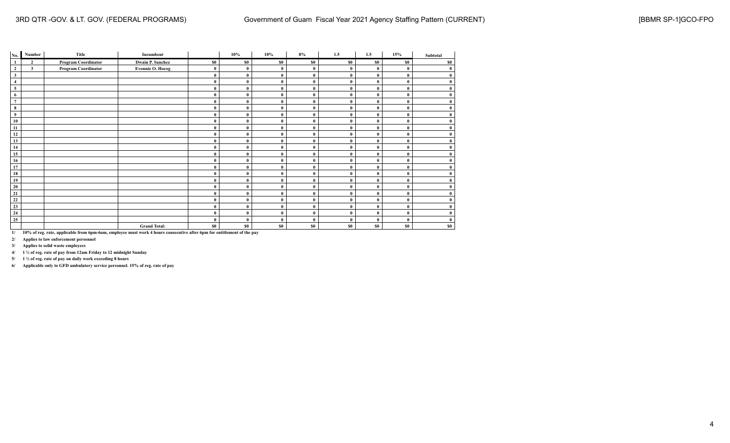| No. | Number | Title | Incumbent | | 10% | 10% | 8% | 1.5 | 1.5 | 15% | Subtotal |
|---|---|---|---|---|---|---|---|---|---|---|---|
| 1 | 2 | Program Coordinator | Dwain P. Sanchez | $0 | $0 | $0 | $0 | $0 | $0 | $0 | $0 |
| 2 | 3 | Program Coordinator | Evonnie O. Hocog | 0 | 0 | 0 | 0 | 0 | 0 | 0 | 0 |
| 3 | | | | 0 | 0 | 0 | 0 | 0 | 0 | 0 | 0 |
| 4 | | | | 0 | 0 | 0 | 0 | 0 | 0 | 0 | 0 |
| 5 | | | | 0 | 0 | 0 | 0 | 0 | 0 | 0 | 0 |
| 6 | | | | 0 | 0 | 0 | 0 | 0 | 0 | 0 | 0 |
| 7 | | | | 0 | 0 | 0 | 0 | 0 | 0 | 0 | 0 |
| 8 | | | | 0 | 0 | 0 | 0 | 0 | 0 | 0 | 0 |
| 9 | | | | 0 | 0 | 0 | 0 | 0 | 0 | 0 | 0 |
| 10 | | | | 0 | 0 | 0 | 0 | 0 | 0 | 0 | 0 |
| 11 | | | | 0 | 0 | 0 | 0 | 0 | 0 | 0 | 0 |
| 12 | | | | 0 | 0 | 0 | 0 | 0 | 0 | 0 | 0 |
| 13 | | | | 0 | 0 | 0 | 0 | 0 | 0 | 0 | 0 |
| 14 | | | | 0 | 0 | 0 | 0 | 0 | 0 | 0 | 0 |
| 15 | | | | 0 | 0 | 0 | 0 | 0 | 0 | 0 | 0 |
| 16 | | | | 0 | 0 | 0 | 0 | 0 | 0 | 0 | 0 |
| 17 | | | | 0 | 0 | 0 | 0 | 0 | 0 | 0 | 0 |
| 18 | | | | 0 | 0 | 0 | 0 | 0 | 0 | 0 | 0 |
| 19 | | | | 0 | 0 | 0 | 0 | 0 | 0 | 0 | 0 |
| 20 | | | | 0 | 0 | 0 | 0 | 0 | 0 | 0 | 0 |
| 21 | | | | 0 | 0 | 0 | 0 | 0 | 0 | 0 | 0 |
| 22 | | | | 0 | 0 | 0 | 0 | 0 | 0 | 0 | 0 |
| 23 | | | | 0 | 0 | 0 | 0 | 0 | 0 | 0 | 0 |
| 24 | | | | 0 | 0 | 0 | 0 | 0 | 0 | 0 | 0 |
| 25 | | | | 0 | 0 | 0 | 0 | 0 | 0 | 0 | 0 |
| | | | Grand Total: | $0 | $0 | $0 | $0 | $0 | $0 | $0 | $0 |

1/ 10% of reg. rate, applicable from 6pm-6am, employee must work 4 hours consecutive after 6pm for entitlement of the pay

2/ Applies to law enforcement personnel

3/ Applies to solid waste employees

4/ 1 ½ of reg. rate of pay from 12am Friday to 12 midnight Sunday

5/ 1 ½ of reg. rate of pay on daily work exceeding 8 hours

6/ Applicable only to GFD ambulatory service personnel. 15% of reg. rate of pay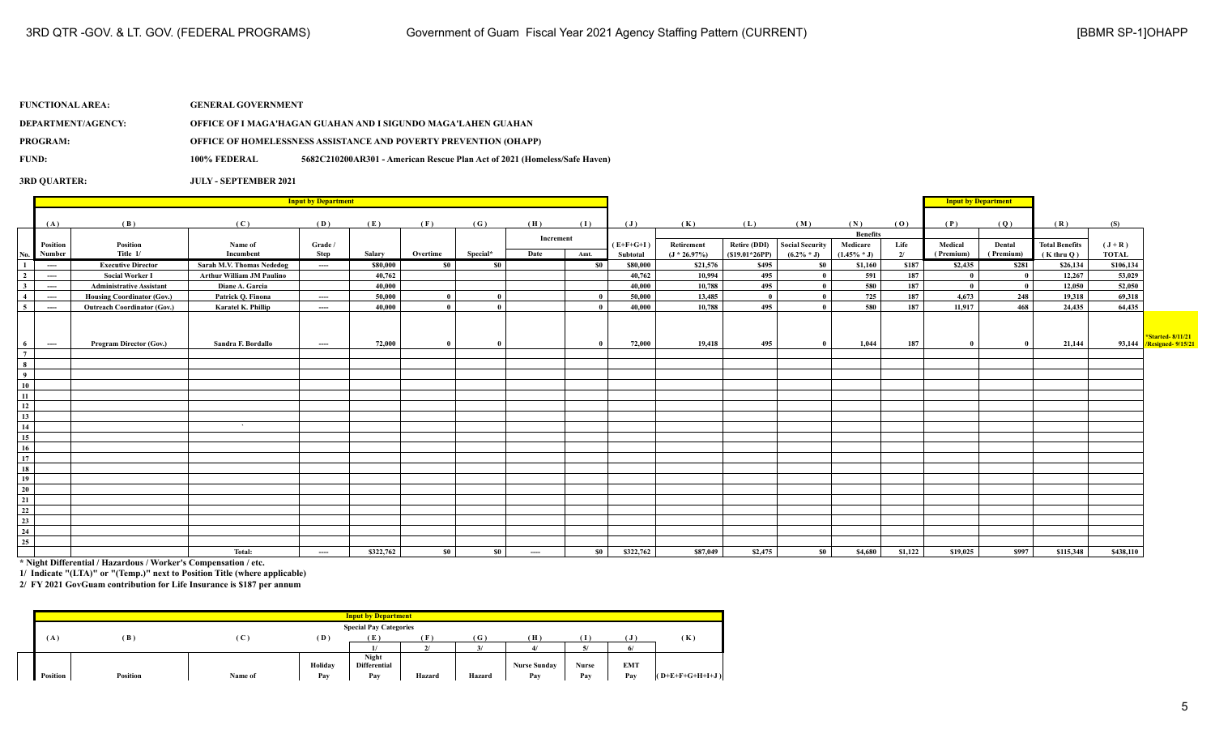3RD QTR -GOV. & LT. GOV. (FEDERAL PROGRAMS) — Government of Guam Fiscal Year 2021 Agency Staffing Pattern (CURRENT) — [BBMR SP-1]OHAPP

**FUNCTIONAL AREA:** GENERAL GOVERNMENT

**DEPARTMENT/AGENCY:** OFFICE OF I MAGA'HAGAN GUAHAN AND I SIGUNDO MAGA'LAHEN GUAHAN

**PROGRAM:** OFFICE OF HOMELESSNESS ASSISTANCE AND POVERTY PREVENTION (OHAPP)

**FUND:** 100% FEDERAL 5682C210200AR301 - American Rescue Plan Act of 2021 (Homeless/Safe Haven)

**3RD QUARTER:** JULY - SEPTEMBER 2021

| | Input by Department | | | | | | | | | | | | | | | | Input by Department | | | | |
|---|---|---|---|---|---|---|---|---|---|---|---|---|---|---|---|---|---|---|---|---|---|
| | (A) | (B) | (C) | (D) | (E) | (F) | (G) | (H) | (I) | (J) | (K) | (L) | (M) | (N) | (O) | (P) | (Q) | (R) | (S) | |
| | | | | | | | | Increment | | | Benefits | | | | | | | | | |
| No. | Position Number | Position Title 1/ | Name of Incumbent | Grade / Step | Salary | Overtime | Special* | Date | Amt. | ( E+F+G+I ) Subtotal | Retirement (J * 26.97%) | Retire (DDI) ($19.01*26PP) | Social Security (6.2% * J) | Medicare (1.45% * J) | Life 2/ | Medical ( Premium) | Dental ( Premium) | Total Benefits ( K thru Q ) | ( J + R ) TOTAL | |
| 1 | ---- | Executive Director | Sarah M.V. Thomas Nededog | ---- | $80,000 | $0 | $0 | | $0 | $80,000 | $21,576 | $495 | $0 | $1,160 | $187 | $2,435 | $281 | $26,134 | $106,134 | |
| 2 | ---- | Social Worker I | Arthur William JM Paulino | | 40,762 | | | | | 40,762 | 10,994 | 495 | 0 | 591 | 187 | 0 | 0 | 12,267 | 53,029 | |
| 3 | ---- | Administrative Assistant | Diane A. Garcia | | 40,000 | | | | | 40,000 | 10,788 | 495 | 0 | 580 | 187 | 0 | 0 | 12,050 | 52,050 | |
| 4 | ---- | Housing Coordinator (Gov.) | Patrick Q. Finona | ---- | 50,000 | 0 | 0 | | 0 | 50,000 | 13,485 | 0 | 0 | 725 | 187 | 4,673 | 248 | 19,318 | 69,318 | |
| 5 | ---- | Outreach Coordinator (Gov.) | Karatel K. Phillip | ---- | 40,000 | 0 | 0 | | 0 | 40,000 | 10,788 | 495 | 0 | 580 | 187 | 11,917 | 468 | 24,435 | 64,435 | |
| 6 | ---- | Program Director (Gov.) | Sandra F. Bordallo | ---- | 72,000 | 0 | 0 | | 0 | 72,000 | 19,418 | 495 | 0 | 1,044 | 187 | 0 | 0 | 21,144 | 93,144 | *Started- 8/11/21 /Resigned- 9/15/21 |
| 7 | | | | | | | | | | | | | | | | | | | | |
| 8 | | | | | | | | | | | | | | | | | | | | |
| 9 | | | | | | | | | | | | | | | | | | | | |
| 10 | | | | | | | | | | | | | | | | | | | | |
| 11 | | | | | | | | | | | | | | | | | | | | |
| 12 | | | | | | | | | | | | | | | | | | | | |
| 13 | | | | | | | | | | | | | | | | | | | | |
| 14 | | | ` | | | | | | | | | | | | | | | | | |
| 15 | | | | | | | | | | | | | | | | | | | | |
| 16 | | | | | | | | | | | | | | | | | | | | |
| 17 | | | | | | | | | | | | | | | | | | | | |
| 18 | | | | | | | | | | | | | | | | | | | | |
| 19 | | | | | | | | | | | | | | | | | | | | |
| 20 | | | | | | | | | | | | | | | | | | | | |
| 21 | | | | | | | | | | | | | | | | | | | | |
| 22 | | | | | | | | | | | | | | | | | | | | |
| 23 | | | | | | | | | | | | | | | | | | | | |
| 24 | | | | | | | | | | | | | | | | | | | | |
| 25 | | | | | | | | | | | | | | | | | | | | |
| | | | Total: | ---- | $322,762 | $0 | $0 | ---- | $0 | $322,762 | $87,049 | $2,475 | $0 | $4,680 | $1,122 | $19,025 | $997 | $115,348 | $438,110 | |

\* Night Differential / Hazardous / Worker's Compensation / etc.

1/ Indicate "(LTA)" or "(Temp.)" next to Position Title (where applicable)

2/ FY 2021 GovGuam contribution for Life Insurance is $187 per annum

| | | | Input by Department | | | | | | | |
|---|---|---|---|---|---|---|---|---|---|---|
| | | | Special Pay Categories | | | | | | | |
| (A) | (B) | (C) | (D) | (E) | (F) | (G) | (H) | (I) | (J) | (K) |
| | | | | 1/ | 2/ | 3/ | 4/ | 5/ | 6/ | |
| Position | Position | Name of | Holiday Pay | Night Differential Pay | Hazard | Hazard | Nurse Sunday Pay | Nurse Pay | EMT Pay | ( D+E+F+G+H+I+J ) |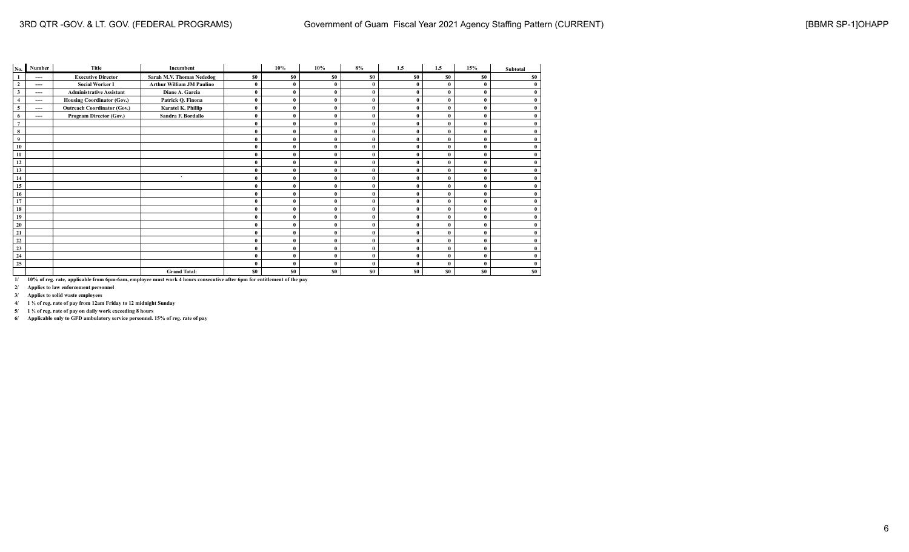3RD QTR -GOV. & LT. GOV. (FEDERAL PROGRAMS) — Government of Guam Fiscal Year 2021 Agency Staffing Pattern (CURRENT) — [BBMR SP-1]OHAPP

| No. | Number | Title | Incumbent | | 10% | 10% | 8% | 1.5 | 1.5 | 15% | Subtotal |
|---|---|---|---|---|---|---|---|---|---|---|---|
| 1 | ---- | Executive Director | Sarah M.V. Thomas Nededog | $0 | $0 | $0 | $0 | $0 | $0 | $0 | $0 |
| 2 | ---- | Social Worker I | Arthur William JM Paulino | 0 | 0 | 0 | 0 | 0 | 0 | 0 | 0 |
| 3 | ---- | Administrative Assistant | Diane A. Garcia | 0 | 0 | 0 | 0 | 0 | 0 | 0 | 0 |
| 4 | ---- | Housing Coordinator (Gov.) | Patrick Q. Finona | 0 | 0 | 0 | 0 | 0 | 0 | 0 | 0 |
| 5 | ---- | Outreach Coordinator (Gov.) | Karatel K. Phillip | 0 | 0 | 0 | 0 | 0 | 0 | 0 | 0 |
| 6 | ---- | Program Director (Gov.) | Sandra F. Bordallo | 0 | 0 | 0 | 0 | 0 | 0 | 0 | 0 |
| 7 | | | | 0 | 0 | 0 | 0 | 0 | 0 | 0 | 0 |
| 8 | | | | 0 | 0 | 0 | 0 | 0 | 0 | 0 | 0 |
| 9 | | | | 0 | 0 | 0 | 0 | 0 | 0 | 0 | 0 |
| 10 | | | | 0 | 0 | 0 | 0 | 0 | 0 | 0 | 0 |
| 11 | | | | 0 | 0 | 0 | 0 | 0 | 0 | 0 | 0 |
| 12 | | | | 0 | 0 | 0 | 0 | 0 | 0 | 0 | 0 |
| 13 | | | | 0 | 0 | 0 | 0 | 0 | 0 | 0 | 0 |
| 14 | | | ` | 0 | 0 | 0 | 0 | 0 | 0 | 0 | 0 |
| 15 | | | | 0 | 0 | 0 | 0 | 0 | 0 | 0 | 0 |
| 16 | | | | 0 | 0 | 0 | 0 | 0 | 0 | 0 | 0 |
| 17 | | | | 0 | 0 | 0 | 0 | 0 | 0 | 0 | 0 |
| 18 | | | | 0 | 0 | 0 | 0 | 0 | 0 | 0 | 0 |
| 19 | | | | 0 | 0 | 0 | 0 | 0 | 0 | 0 | 0 |
| 20 | | | | 0 | 0 | 0 | 0 | 0 | 0 | 0 | 0 |
| 21 | | | | 0 | 0 | 0 | 0 | 0 | 0 | 0 | 0 |
| 22 | | | | 0 | 0 | 0 | 0 | 0 | 0 | 0 | 0 |
| 23 | | | | 0 | 0 | 0 | 0 | 0 | 0 | 0 | 0 |
| 24 | | | | 0 | 0 | 0 | 0 | 0 | 0 | 0 | 0 |
| 25 | | | | 0 | 0 | 0 | 0 | 0 | 0 | 0 | 0 |
| | | | Grand Total: | $0 | $0 | $0 | $0 | $0 | $0 | $0 | $0 |

1/ 10% of reg. rate, applicable from 6pm-6am, employee must work 4 hours consecutive after 6pm for entitlement of the pay

2/ Applies to law enforcement personnel

3/ Applies to solid waste employees

4/ 1 ½ of reg. rate of pay from 12am Friday to 12 midnight Sunday

5/ 1 ½ of reg. rate of pay on daily work exceeding 8 hours

6/ Applicable only to GFD ambulatory service personnel. 15% of reg. rate of pay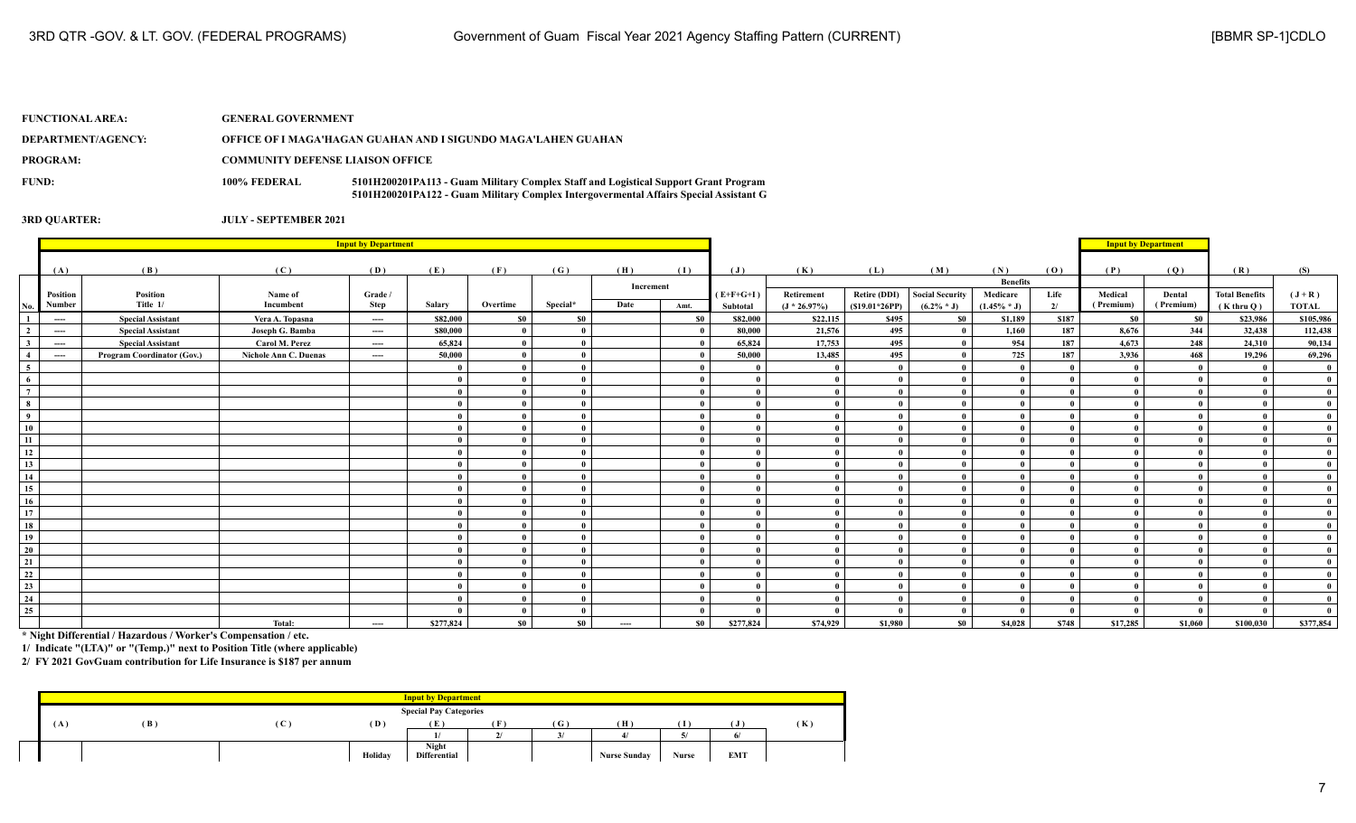| | | | | |
|---|---|---|---|---|
| **FUNCTIONAL AREA:** | **GENERAL GOVERNMENT** | | | |
| **DEPARTMENT/AGENCY:** | **OFFICE OF I MAGA'HAGAN GUAHAN AND I SIGUNDO MAGA'LAHEN GUAHAN** | | | |
| **PROGRAM:** | **COMMUNITY DEFENSE LIAISON OFFICE** | | | |
| **FUND:** | **100% FEDERAL** | **5101H200201PA113 - Guam Military Complex Staff and Logistical Support Grant Program**<br>**5101H200201PA122 - Guam Military Complex Intergovermental Affairs Special Assistant G** | | |
| **3RD QUARTER:** | **JULY - SEPTEMBER 2021** | | | |

| No. | (A) Position Number | (B) Position Title 1/ | (C) Name of Incumbent | (D) Grade / Step | (E) Salary | (F) Overtime | (G) Special* | (H) Increment Date | (I) Increment Amt. | (J) (E+F+G+I) Subtotal | (K) Retirement (J * 26.97%) | (L) Retire (DDI) ($19.01*26PP) | (M) Social Security (6.2% * J) | (N) Benefits Medicare (1.45% * J) | (O) Life 2/ | (P) Medical (Premium) | (Q) Dental (Premium) | (R) Total Benefits (K thru Q) | (S) (J + R) TOTAL |
|---|---|---|---|---|---|---|---|---|---|---|---|---|---|---|---|---|---|---|---|
| 1 | ---- | Special Assistant | Vera A. Topasna | ---- | $82,000 | $0 | $0 | | $0 | $82,000 | $22,115 | $495 | $0 | $1,189 | $187 | $0 | $0 | $23,986 | $105,986 |
| 2 | ---- | Special Assistant | Joseph G. Bamba | ---- | $80,000 | 0 | 0 | | 0 | 80,000 | 21,576 | 495 | 0 | 1,160 | 187 | 8,676 | 344 | 32,438 | 112,438 |
| 3 | ---- | Special Assistant | Carol M. Perez | ---- | 65,824 | 0 | 0 | | 0 | 65,824 | 17,753 | 495 | 0 | 954 | 187 | 4,673 | 248 | 24,310 | 90,134 |
| 4 | ---- | Program Coordinator (Gov.) | Nichole Ann C. Duenas | ---- | 50,000 | 0 | 0 | | 0 | 50,000 | 13,485 | 495 | 0 | 725 | 187 | 3,936 | 468 | 19,296 | 69,296 |
| 5 | | | | | 0 | 0 | 0 | | 0 | 0 | 0 | 0 | 0 | 0 | 0 | 0 | 0 | 0 | 0 |
| 6 | | | | | 0 | 0 | 0 | | 0 | 0 | 0 | 0 | 0 | 0 | 0 | 0 | 0 | 0 | 0 |
| 7 | | | | | 0 | 0 | 0 | | 0 | 0 | 0 | 0 | 0 | 0 | 0 | 0 | 0 | 0 | 0 |
| 8 | | | | | 0 | 0 | 0 | | 0 | 0 | 0 | 0 | 0 | 0 | 0 | 0 | 0 | 0 | 0 |
| 9 | | | | | 0 | 0 | 0 | | 0 | 0 | 0 | 0 | 0 | 0 | 0 | 0 | 0 | 0 | 0 |
| 10 | | | | | 0 | 0 | 0 | | 0 | 0 | 0 | 0 | 0 | 0 | 0 | 0 | 0 | 0 | 0 |
| 11 | | | | | 0 | 0 | 0 | | 0 | 0 | 0 | 0 | 0 | 0 | 0 | 0 | 0 | 0 | 0 |
| 12 | | | | | 0 | 0 | 0 | | 0 | 0 | 0 | 0 | 0 | 0 | 0 | 0 | 0 | 0 | 0 |
| 13 | | | | | 0 | 0 | 0 | | 0 | 0 | 0 | 0 | 0 | 0 | 0 | 0 | 0 | 0 | 0 |
| 14 | | | | | 0 | 0 | 0 | | 0 | 0 | 0 | 0 | 0 | 0 | 0 | 0 | 0 | 0 | 0 |
| 15 | | | | | 0 | 0 | 0 | | 0 | 0 | 0 | 0 | 0 | 0 | 0 | 0 | 0 | 0 | 0 |
| 16 | | | | | 0 | 0 | 0 | | 0 | 0 | 0 | 0 | 0 | 0 | 0 | 0 | 0 | 0 | 0 |
| 17 | | | | | 0 | 0 | 0 | | 0 | 0 | 0 | 0 | 0 | 0 | 0 | 0 | 0 | 0 | 0 |
| 18 | | | | | 0 | 0 | 0 | | 0 | 0 | 0 | 0 | 0 | 0 | 0 | 0 | 0 | 0 | 0 |
| 19 | | | | | 0 | 0 | 0 | | 0 | 0 | 0 | 0 | 0 | 0 | 0 | 0 | 0 | 0 | 0 |
| 20 | | | | | 0 | 0 | 0 | | 0 | 0 | 0 | 0 | 0 | 0 | 0 | 0 | 0 | 0 | 0 |
| 21 | | | | | 0 | 0 | 0 | | 0 | 0 | 0 | 0 | 0 | 0 | 0 | 0 | 0 | 0 | 0 |
| 22 | | | | | 0 | 0 | 0 | | 0 | 0 | 0 | 0 | 0 | 0 | 0 | 0 | 0 | 0 | 0 |
| 23 | | | | | 0 | 0 | 0 | | 0 | 0 | 0 | 0 | 0 | 0 | 0 | 0 | 0 | 0 | 0 |
| 24 | | | | | 0 | 0 | 0 | | 0 | 0 | 0 | 0 | 0 | 0 | 0 | 0 | 0 | 0 | 0 |
| 25 | | | | | 0 | 0 | 0 | | 0 | 0 | 0 | 0 | 0 | 0 | 0 | 0 | 0 | 0 | 0 |
| | | | Total: | ---- | $277,824 | $0 | $0 | ---- | $0 | $277,824 | $74,929 | $1,980 | $0 | $4,028 | $748 | $17,285 | $1,060 | $100,030 | $377,854 |

**\* Night Differential / Hazardous / Worker's Compensation / etc.**

**1/ Indicate "(LTA)" or "(Temp.)" next to Position Title (where applicable)**

**2/ FY 2021 GovGuam contribution for Life Insurance is $187 per annum**

| (A) | (B) | (C) | (D) | (E) | (F) | (G) | (H) | (I) | (J) | (K) |
|---|---|---|---|---|---|---|---|---|---|---|
| | | | | 1/ | 2/ | 3/ | 4/ | 5/ | 6/ | |
| | | | Holiday | Night Differential | | | Nurse Sunday | Nurse | EMT | |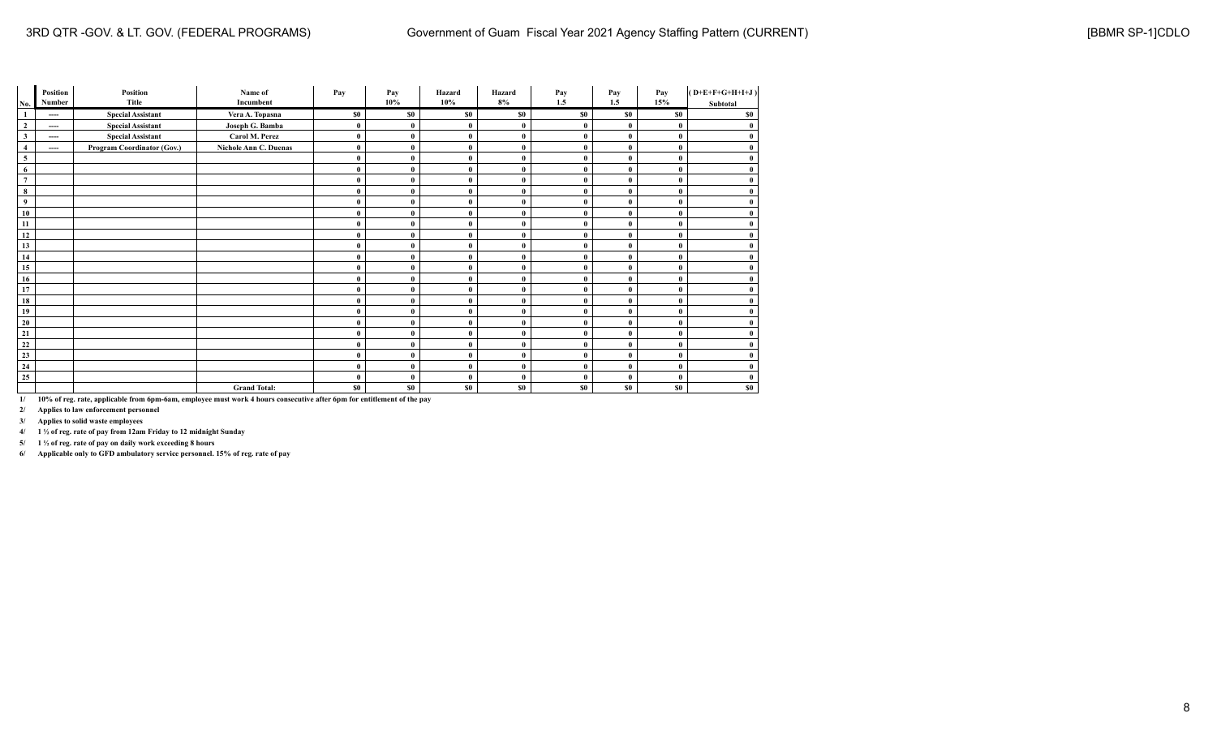3RD QTR -GOV. & LT. GOV. (FEDERAL PROGRAMS) Government of Guam Fiscal Year 2021 Agency Staffing Pattern (CURRENT) [BBMR SP-1]CDLO

| No. | Position Number | Position Title | Name of Incumbent | Pay | Pay 10% | Hazard 10% | Hazard 8% | Pay 1.5 | Pay 1.5 | Pay 15% | ( D+E+F+G+H+I+J ) Subtotal |
|---|---|---|---|---|---|---|---|---|---|---|---|
| 1 | ---- | Special Assistant | Vera A. Topasna | $0 | $0 | $0 | $0 | $0 | $0 | $0 | $0 |
| 2 | ---- | Special Assistant | Joseph G. Bamba | 0 | 0 | 0 | 0 | 0 | 0 | 0 | 0 |
| 3 | ---- | Special Assistant | Carol M. Perez | 0 | 0 | 0 | 0 | 0 | 0 | 0 | 0 |
| 4 | ---- | Program Coordinator (Gov.) | Nichole Ann C. Duenas | 0 | 0 | 0 | 0 | 0 | 0 | 0 | 0 |
| 5 | | | | 0 | 0 | 0 | 0 | 0 | 0 | 0 | 0 |
| 6 | | | | 0 | 0 | 0 | 0 | 0 | 0 | 0 | 0 |
| 7 | | | | 0 | 0 | 0 | 0 | 0 | 0 | 0 | 0 |
| 8 | | | | 0 | 0 | 0 | 0 | 0 | 0 | 0 | 0 |
| 9 | | | | 0 | 0 | 0 | 0 | 0 | 0 | 0 | 0 |
| 10 | | | | 0 | 0 | 0 | 0 | 0 | 0 | 0 | 0 |
| 11 | | | | 0 | 0 | 0 | 0 | 0 | 0 | 0 | 0 |
| 12 | | | | 0 | 0 | 0 | 0 | 0 | 0 | 0 | 0 |
| 13 | | | | 0 | 0 | 0 | 0 | 0 | 0 | 0 | 0 |
| 14 | | | | 0 | 0 | 0 | 0 | 0 | 0 | 0 | 0 |
| 15 | | | | 0 | 0 | 0 | 0 | 0 | 0 | 0 | 0 |
| 16 | | | | 0 | 0 | 0 | 0 | 0 | 0 | 0 | 0 |
| 17 | | | | 0 | 0 | 0 | 0 | 0 | 0 | 0 | 0 |
| 18 | | | | 0 | 0 | 0 | 0 | 0 | 0 | 0 | 0 |
| 19 | | | | 0 | 0 | 0 | 0 | 0 | 0 | 0 | 0 |
| 20 | | | | 0 | 0 | 0 | 0 | 0 | 0 | 0 | 0 |
| 21 | | | | 0 | 0 | 0 | 0 | 0 | 0 | 0 | 0 |
| 22 | | | | 0 | 0 | 0 | 0 | 0 | 0 | 0 | 0 |
| 23 | | | | 0 | 0 | 0 | 0 | 0 | 0 | 0 | 0 |
| 24 | | | | 0 | 0 | 0 | 0 | 0 | 0 | 0 | 0 |
| 25 | | | | 0 | 0 | 0 | 0 | 0 | 0 | 0 | 0 |
| | | | Grand Total: | $0 | $0 | $0 | $0 | $0 | $0 | $0 | $0 |

1/ 10% of reg. rate, applicable from 6pm-6am, employee must work 4 hours consecutive after 6pm for entitlement of the pay

2/ Applies to law enforcement personnel

3/ Applies to solid waste employees

4/ 1 ½ of reg. rate of pay from 12am Friday to 12 midnight Sunday

5/ 1 ½ of reg. rate of pay on daily work exceeding 8 hours

6/ Applicable only to GFD ambulatory service personnel. 15% of reg. rate of pay